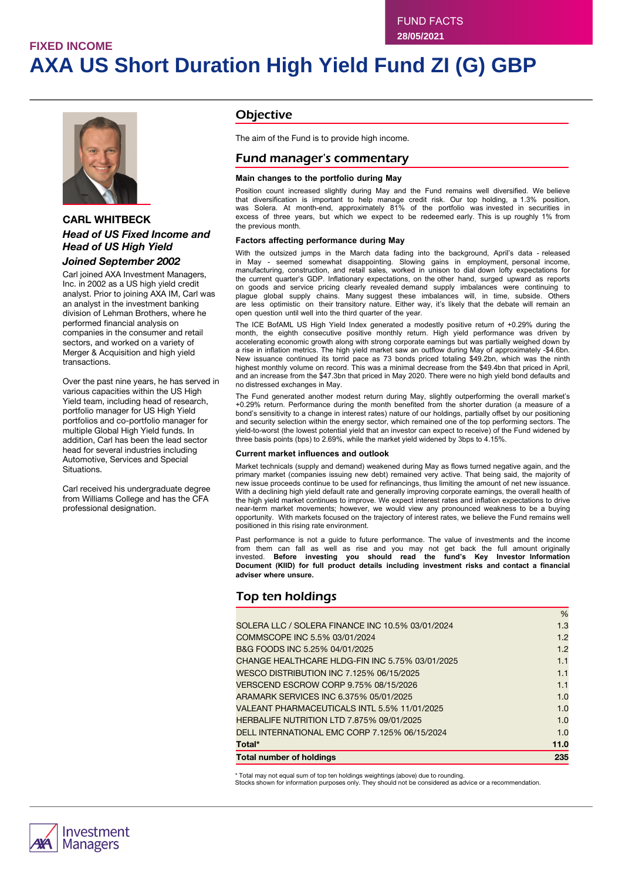FUND FACTS
28/05/2021

FIXED INCOME

# AXA US Short Duration High Yield Fund ZI (G) GBP

**CARL WHITBECK**

***Head of US Fixed Income and Head of US High Yield***

***Joined September 2002***

Carl joined AXA Investment Managers, Inc. in 2002 as a US high yield credit analyst. Prior to joining AXA IM, Carl was an analyst in the investment banking division of Lehman Brothers, where he performed financial analysis on companies in the consumer and retail sectors, and worked on a variety of Merger & Acquisition and high yield transactions.

Over the past nine years, he has served in various capacities within the US High Yield team, including head of research, portfolio manager for US High Yield portfolios and co-portfolio manager for multiple Global High Yield funds. In addition, Carl has been the lead sector head for several industries including Automotive, Services and Special Situations.

Carl received his undergraduate degree from Williams College and has the CFA professional designation.

## Objective

The aim of the Fund is to provide high income.

## Fund manager's commentary

### Main changes to the portfolio during May

Position count increased slightly during May and the Fund remains well diversified. We believe that diversification is important to help manage credit risk. Our top holding, a 1.3% position, was Solera. At month-end, approximately 81% of the portfolio was invested in securities in excess of three years, but which we expect to be redeemed early. This is up roughly 1% from the previous month.

### Factors affecting performance during May

With the outsized jumps in the March data fading into the background, April's data - released in May - seemed somewhat disappointing. Slowing gains in employment, personal income, manufacturing, construction, and retail sales, worked in unison to dial down lofty expectations for the current quarter's GDP. Inflationary expectations, on the other hand, surged upward as reports on goods and service pricing clearly revealed demand supply imbalances were continuing to plague global supply chains. Many suggest these imbalances will, in time, subside. Others are less optimistic on their transitory nature. Either way, it's likely that the debate will remain an open question until well into the third quarter of the year.

The ICE BofAML US High Yield Index generated a modestly positive return of +0.29% during the month, the eighth consecutive positive monthly return. High yield performance was driven by accelerating economic growth along with strong corporate earnings but was partially weighed down by a rise in inflation metrics. The high yield market saw an outflow during May of approximately -$4.6bn. New issuance continued its torrid pace as 73 bonds priced totaling $49.2bn, which was the ninth highest monthly volume on record. This was a minimal decrease from the $49.4bn that priced in April, and an increase from the $47.3bn that priced in May 2020. There were no high yield bond defaults and no distressed exchanges in May.

The Fund generated another modest return during May, slightly outperforming the overall market's +0.29% return. Performance during the month benefited from the shorter duration (a measure of a bond's sensitivity to a change in interest rates) nature of our holdings, partially offset by our positioning and security selection within the energy sector, which remained one of the top performing sectors. The yield-to-worst (the lowest potential yield that an investor can expect to receive) of the Fund widened by three basis points (bps) to 2.69%, while the market yield widened by 3bps to 4.15%.

### Current market influences and outlook

Market technicals (supply and demand) weakened during May as flows turned negative again, and the primary market (companies issuing new debt) remained very active. That being said, the majority of new issue proceeds continue to be used for refinancings, thus limiting the amount of net new issuance. With a declining high yield default rate and generally improving corporate earnings, the overall health of the high yield market continues to improve. We expect interest rates and inflation expectations to drive near-term market movements; however, we would view any pronounced weakness to be a buying opportunity. With markets focused on the trajectory of interest rates, we believe the Fund remains well positioned in this rising rate environment.

Past performance is not a guide to future performance. The value of investments and the income from them can fall as well as rise and you may not get back the full amount originally invested. **Before investing you should read the fund's Key Investor Information Document (KIID) for full product details including investment risks and contact a financial adviser where unsure.**

## Top ten holdings

| | % |
|---|---|
| SOLERA LLC / SOLERA FINANCE INC 10.5% 03/01/2024 | 1.3 |
| COMMSCOPE INC 5.5% 03/01/2024 | 1.2 |
| B&G FOODS INC 5.25% 04/01/2025 | 1.2 |
| CHANGE HEALTHCARE HLDG-FIN INC 5.75% 03/01/2025 | 1.1 |
| WESCO DISTRIBUTION INC 7.125% 06/15/2025 | 1.1 |
| VERSCEND ESCROW CORP 9.75% 08/15/2026 | 1.1 |
| ARAMARK SERVICES INC 6.375% 05/01/2025 | 1.0 |
| VALEANT PHARMACEUTICALS INTL 5.5% 11/01/2025 | 1.0 |
| HERBALIFE NUTRITION LTD 7.875% 09/01/2025 | 1.0 |
| DELL INTERNATIONAL EMC CORP 7.125% 06/15/2024 | 1.0 |
| **Total*** | **11.0** |
| **Total number of holdings** | **235** |

* Total may not equal sum of top ten holdings weightings (above) due to rounding.
Stocks shown for information purposes only. They should not be considered as advice or a recommendation.

Investment Managers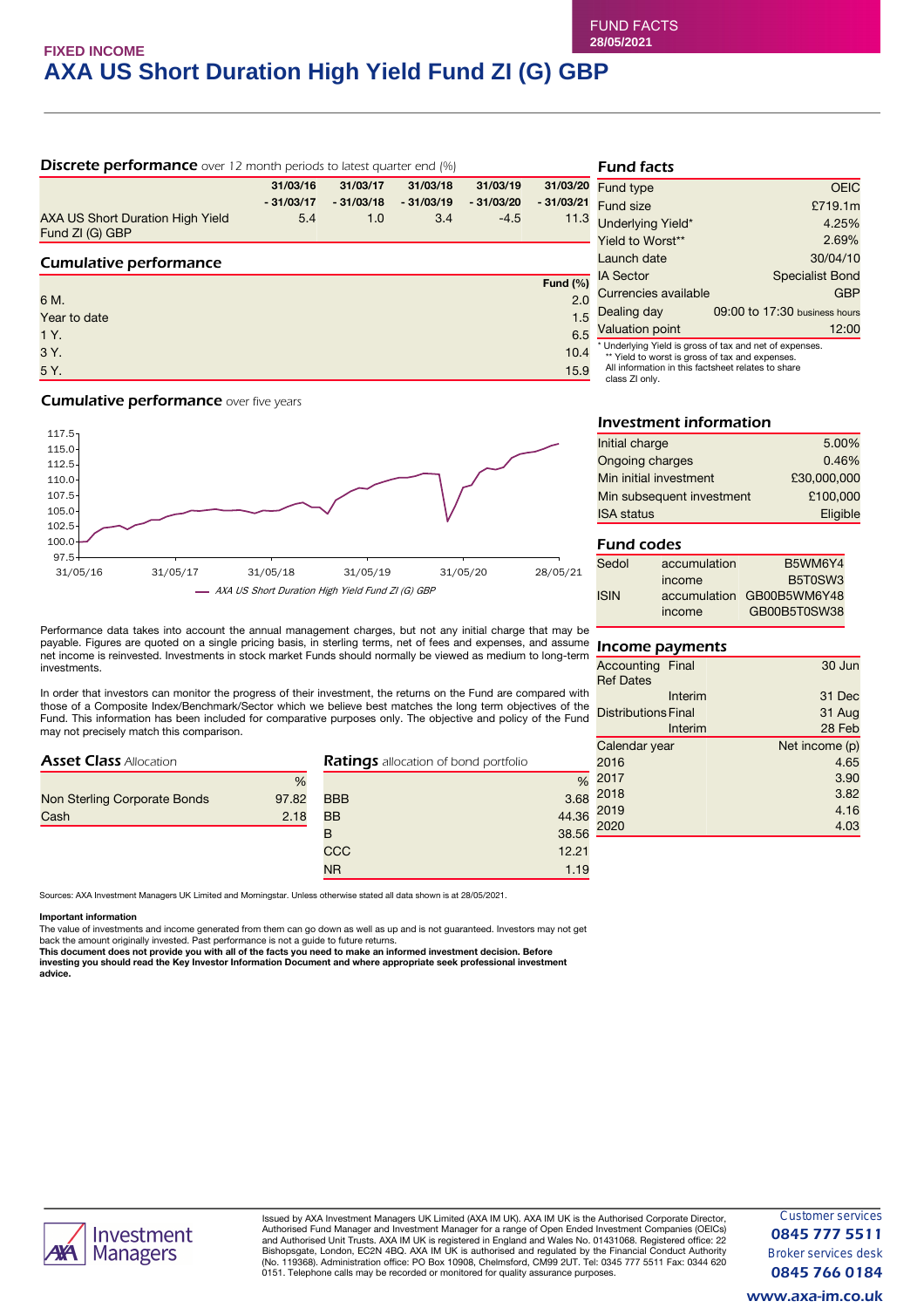FUND FACTS
28/05/2021

FIXED INCOME

# AXA US Short Duration High Yield Fund ZI (G) GBP

## Discrete performance over 12 month periods to latest quarter end (%)

| | 31/03/16 - 31/03/17 | 31/03/17 - 31/03/18 | 31/03/18 - 31/03/19 | 31/03/19 - 31/03/20 | 31/03/20 - 31/03/21 |
|---|---|---|---|---|---|
| AXA US Short Duration High Yield Fund ZI (G) GBP | 5.4 | 1.0 | 3.4 | -4.5 | 11.3 |

## Cumulative performance

| | Fund (%) |
|---|---|
| 6 M. | 2.0 |
| Year to date | 1.5 |
| 1 Y. | 6.5 |
| 3 Y. | 10.4 |
| 5 Y. | 15.9 |

## Cumulative performance over five years

117.5
115.0
112.5
110.0
107.5
105.0
102.5
100.0
97.5

31/05/16 31/05/17 31/05/18 31/05/19 31/05/20 28/05/21

*AXA US Short Duration High Yield Fund ZI (G) GBP*

Performance data takes into account the annual management charges, but not any initial charge that may be payable. Figures are quoted on a single pricing basis, in sterling terms, net of fees and expenses, and assume net income is reinvested. Investments in stock market Funds should normally be viewed as medium to long-term investments.

In order that investors can monitor the progress of their investment, the returns on the Fund are compared with those of a Composite Index/Benchmark/Sector which we believe best matches the long term objectives of the Fund. This information has been included for comparative purposes only. The objective and policy of the Fund may not precisely match this comparison.

## Asset Class Allocation

| | % |
|---|---|
| Non Sterling Corporate Bonds | 97.82 |
| Cash | 2.18 |

## Ratings allocation of bond portfolio

| | % |
|---|---|
| BBB | 3.68 |
| BB | 44.36 |
| B | 38.56 |
| CCC | 12.21 |
| NR | 1.19 |

## Fund facts

| | |
|---|---|
| Fund type | OEIC |
| Fund size | £719.1m |
| Underlying Yield* | 4.25% |
| Yield to Worst** | 2.69% |
| Launch date | 30/04/10 |
| IA Sector | Specialist Bond |
| Currencies available | GBP |
| Dealing day | 09:00 to 17:30 business hours |
| Valuation point | 12:00 |

\* Underlying Yield is gross of tax and net of expenses.
\*\* Yield to worst is gross of tax and expenses.
All information in this factsheet relates to share class ZI only.

## Investment information

| | |
|---|---|
| Initial charge | 5.00% |
| Ongoing charges | 0.46% |
| Min initial investment | £30,000,000 |
| Min subsequent investment | £100,000 |
| ISA status | Eligible |

## Fund codes

| | | |
|---|---|---|
| Sedol | accumulation | B5WM6Y4 |
| | income | B5T0SW3 |
| ISIN | accumulation | GB00B5WM6Y48 |
| | income | GB00B5T0SW38 |

## Income payments

| | | |
|---|---|---|
| Accounting Ref Dates | Final | 30 Jun |
| | Interim | 31 Dec |
| Distributions | Final | 31 Aug |
| | Interim | 28 Feb |

| Calendar year | Net income (p) |
|---|---|
| 2016 | 4.65 |
| 2017 | 3.90 |
| 2018 | 3.82 |
| 2019 | 4.16 |
| 2020 | 4.03 |

Sources: AXA Investment Managers UK Limited and Morningstar. Unless otherwise stated all data shown is at 28/05/2021.

**Important information**

The value of investments and income generated from them can go down as well as up and is not guaranteed. Investors may not get back the amount originally invested. Past performance is not a guide to future returns.

**This document does not provide you with all of the facts you need to make an informed investment decision. Before investing you should read the Key Investor Information Document and where appropriate seek professional investment advice.**

Investment Managers

Issued by AXA Investment Managers UK Limited (AXA IM UK). AXA IM UK is the Authorised Corporate Director, Authorised Fund Manager and Investment Manager for a range of Open Ended Investment Companies (OEICs) and Authorised Unit Trusts. AXA IM UK is registered in England and Wales No. 01431068. Registered office: 22 Bishopsgate, London, EC2N 4BQ. AXA IM UK is authorised and regulated by the Financial Conduct Authority (No. 119368). Administration office: PO Box 10908, Chelmsford, CM99 2UT. Tel: 0345 777 5511 Fax: 0344 620 0151. Telephone calls may be recorded or monitored for quality assurance purposes.

Customer services
**0845 777 5511**
Broker services desk
**0845 766 0184**
**www.axa-im.co.uk**